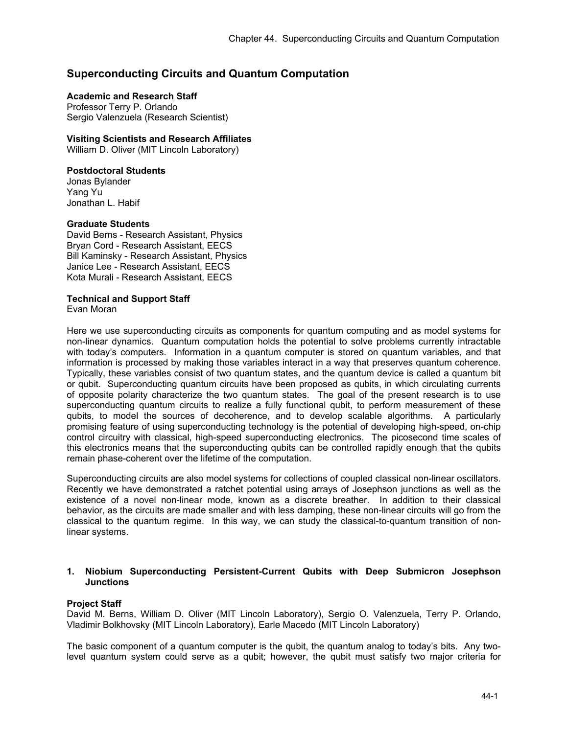# Superconducting Circuits and Quantum Computation

**Academic and Research Staff**
Professor Terry P. Orlando
Sergio Valenzuela (Research Scientist)

**Visiting Scientists and Research Affiliates**
William D. Oliver (MIT Lincoln Laboratory)

**Postdoctoral Students**
Jonas Bylander
Yang Yu
Jonathan L. Habif

**Graduate Students**
David Berns - Research Assistant, Physics
Bryan Cord - Research Assistant, EECS
Bill Kaminsky - Research Assistant, Physics
Janice Lee - Research Assistant, EECS
Kota Murali - Research Assistant, EECS

**Technical and Support Staff**
Evan Moran

Here we use superconducting circuits as components for quantum computing and as model systems for non-linear dynamics. Quantum computation holds the potential to solve problems currently intractable with today's computers. Information in a quantum computer is stored on quantum variables, and that information is processed by making those variables interact in a way that preserves quantum coherence. Typically, these variables consist of two quantum states, and the quantum device is called a quantum bit or qubit. Superconducting quantum circuits have been proposed as qubits, in which circulating currents of opposite polarity characterize the two quantum states. The goal of the present research is to use superconducting quantum circuits to realize a fully functional qubit, to perform measurement of these qubits, to model the sources of decoherence, and to develop scalable algorithms. A particularly promising feature of using superconducting technology is the potential of developing high-speed, on-chip control circuitry with classical, high-speed superconducting electronics. The picosecond time scales of this electronics means that the superconducting qubits can be controlled rapidly enough that the qubits remain phase-coherent over the lifetime of the computation.

Superconducting circuits are also model systems for collections of coupled classical non-linear oscillators. Recently we have demonstrated a ratchet potential using arrays of Josephson junctions as well as the existence of a novel non-linear mode, known as a discrete breather. In addition to their classical behavior, as the circuits are made smaller and with less damping, these non-linear circuits will go from the classical to the quantum regime. In this way, we can study the classical-to-quantum transition of non-linear systems.

## 1. Niobium Superconducting Persistent-Current Qubits with Deep Submicron Josephson Junctions

**Project Staff**
David M. Berns, William D. Oliver (MIT Lincoln Laboratory), Sergio O. Valenzuela, Terry P. Orlando, Vladimir Bolkhovsky (MIT Lincoln Laboratory), Earle Macedo (MIT Lincoln Laboratory)

The basic component of a quantum computer is the qubit, the quantum analog to today's bits. Any two-level quantum system could serve as a qubit; however, the qubit must satisfy two major criteria for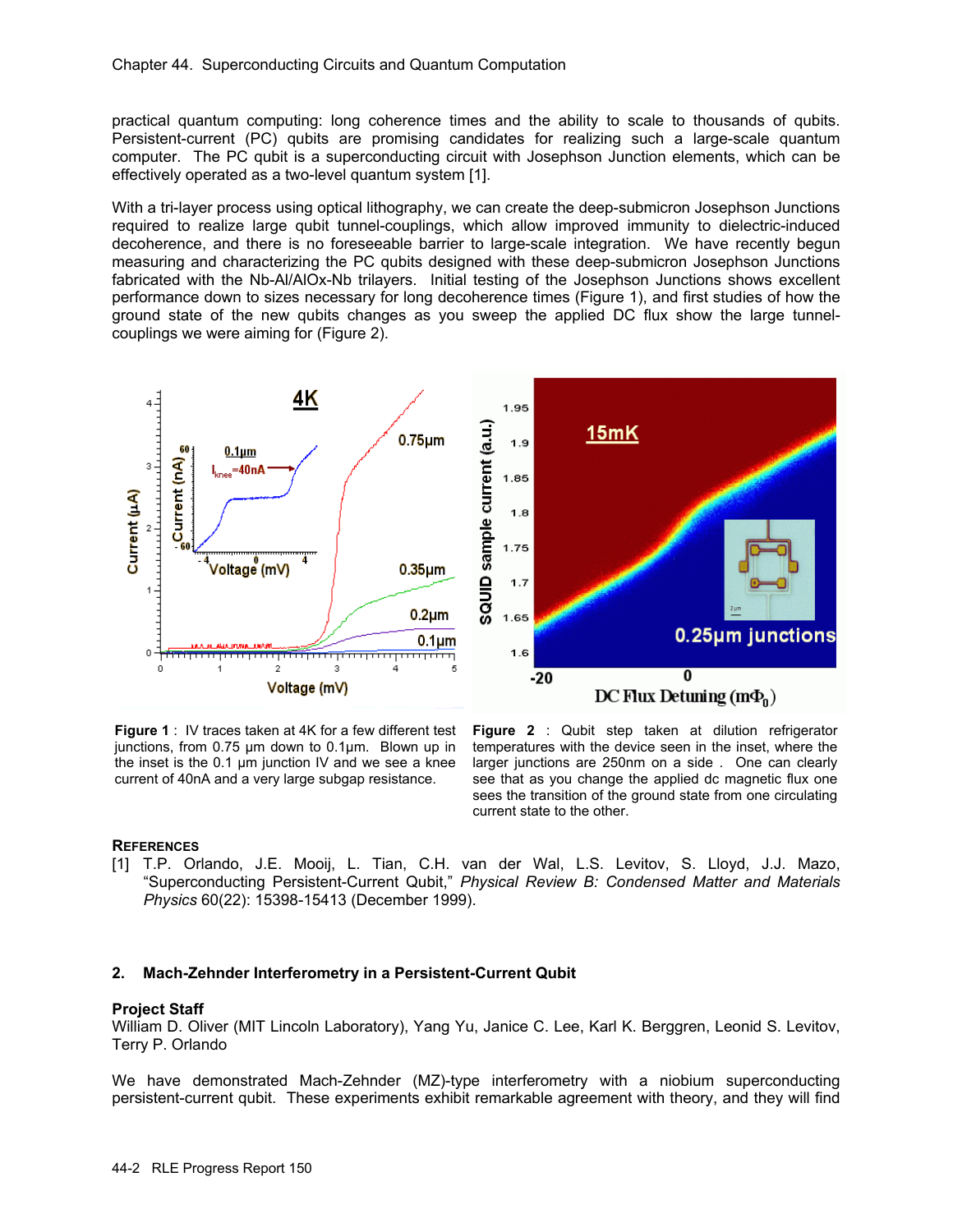practical quantum computing: long coherence times and the ability to scale to thousands of qubits. Persistent-current (PC) qubits are promising candidates for realizing such a large-scale quantum computer. The PC qubit is a superconducting circuit with Josephson Junction elements, which can be effectively operated as a two-level quantum system [1].

With a tri-layer process using optical lithography, we can create the deep-submicron Josephson Junctions required to realize large qubit tunnel-couplings, which allow improved immunity to dielectric-induced decoherence, and there is no foreseeable barrier to large-scale integration. We have recently begun measuring and characterizing the PC qubits designed with these deep-submicron Josephson Junctions fabricated with the Nb-Al/AlOx-Nb trilayers. Initial testing of the Josephson Junctions shows excellent performance down to sizes necessary for long decoherence times (Figure 1), and first studies of how the ground state of the new qubits changes as you sweep the applied DC flux show the large tunnel-couplings we were aiming for (Figure 2).

**Figure 1** : IV traces taken at 4K for a few different test junctions, from 0.75 µm down to 0.1µm. Blown up in the inset is the 0.1 µm junction IV and we see a knee current of 40nA and a very large subgap resistance.

**Figure 2** : Qubit step taken at dilution refrigerator temperatures with the device seen in the inset, where the larger junctions are 250nm on a side . One can clearly see that as you change the applied dc magnetic flux one sees the transition of the ground state from one circulating current state to the other.

**References**

[1] T.P. Orlando, J.E. Mooij, L. Tian, C.H. van der Wal, L.S. Levitov, S. Lloyd, J.J. Mazo, "Superconducting Persistent-Current Qubit," *Physical Review B: Condensed Matter and Materials Physics* 60(22): 15398-15413 (December 1999).

## 2. Mach-Zehnder Interferometry in a Persistent-Current Qubit

**Project Staff**

William D. Oliver (MIT Lincoln Laboratory), Yang Yu, Janice C. Lee, Karl K. Berggren, Leonid S. Levitov, Terry P. Orlando

We have demonstrated Mach-Zehnder (MZ)-type interferometry with a niobium superconducting persistent-current qubit. These experiments exhibit remarkable agreement with theory, and they will find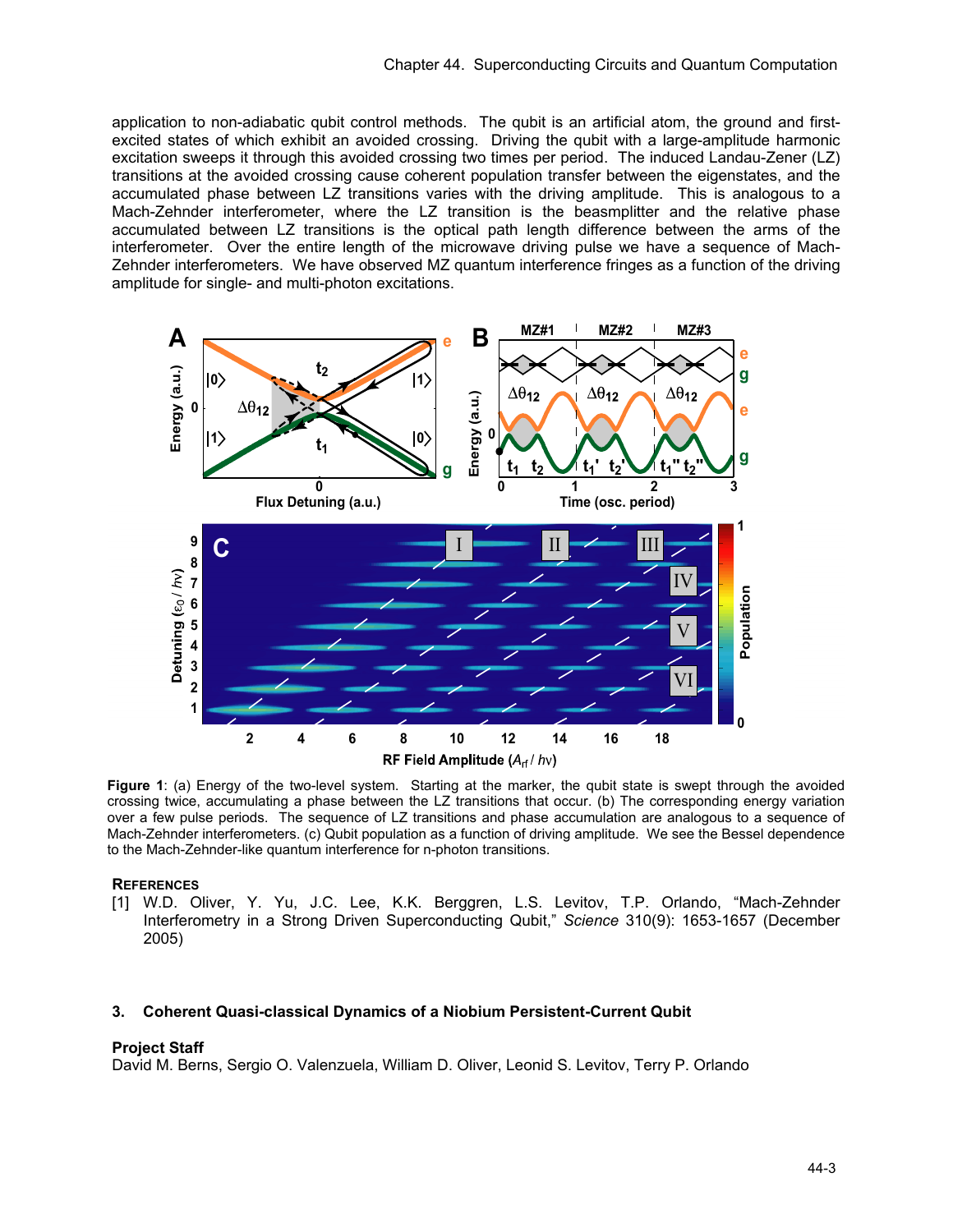application to non-adiabatic qubit control methods. The qubit is an artificial atom, the ground and first-excited states of which exhibit an avoided crossing. Driving the qubit with a large-amplitude harmonic excitation sweeps it through this avoided crossing two times per period. The induced Landau-Zener (LZ) transitions at the avoided crossing cause coherent population transfer between the eigenstates, and the accumulated phase between LZ transitions varies with the driving amplitude. This is analogous to a Mach-Zehnder interferometer, where the LZ transition is the beasmplitter and the relative phase accumulated between LZ transitions is the optical path length difference between the arms of the interferometer. Over the entire length of the microwave driving pulse we have a sequence of Mach-Zehnder interferometers. We have observed MZ quantum interference fringes as a function of the driving amplitude for single- and multi-photon excitations.

**Figure 1**: (a) Energy of the two-level system. Starting at the marker, the qubit state is swept through the avoided crossing twice, accumulating a phase between the LZ transitions that occur. (b) The corresponding energy variation over a few pulse periods. The sequence of LZ transitions and phase accumulation are analogous to a sequence of Mach-Zehnder interferometers. (c) Qubit population as a function of driving amplitude. We see the Bessel dependence to the Mach-Zehnder-like quantum interference for n-photon transitions.

**REFERENCES**

[1] W.D. Oliver, Y. Yu, J.C. Lee, K.K. Berggren, L.S. Levitov, T.P. Orlando, "Mach-Zehnder Interferometry in a Strong Driven Superconducting Qubit," *Science* 310(9): 1653-1657 (December 2005)

### 3. Coherent Quasi-classical Dynamics of a Niobium Persistent-Current Qubit

**Project Staff**

David M. Berns, Sergio O. Valenzuela, William D. Oliver, Leonid S. Levitov, Terry P. Orlando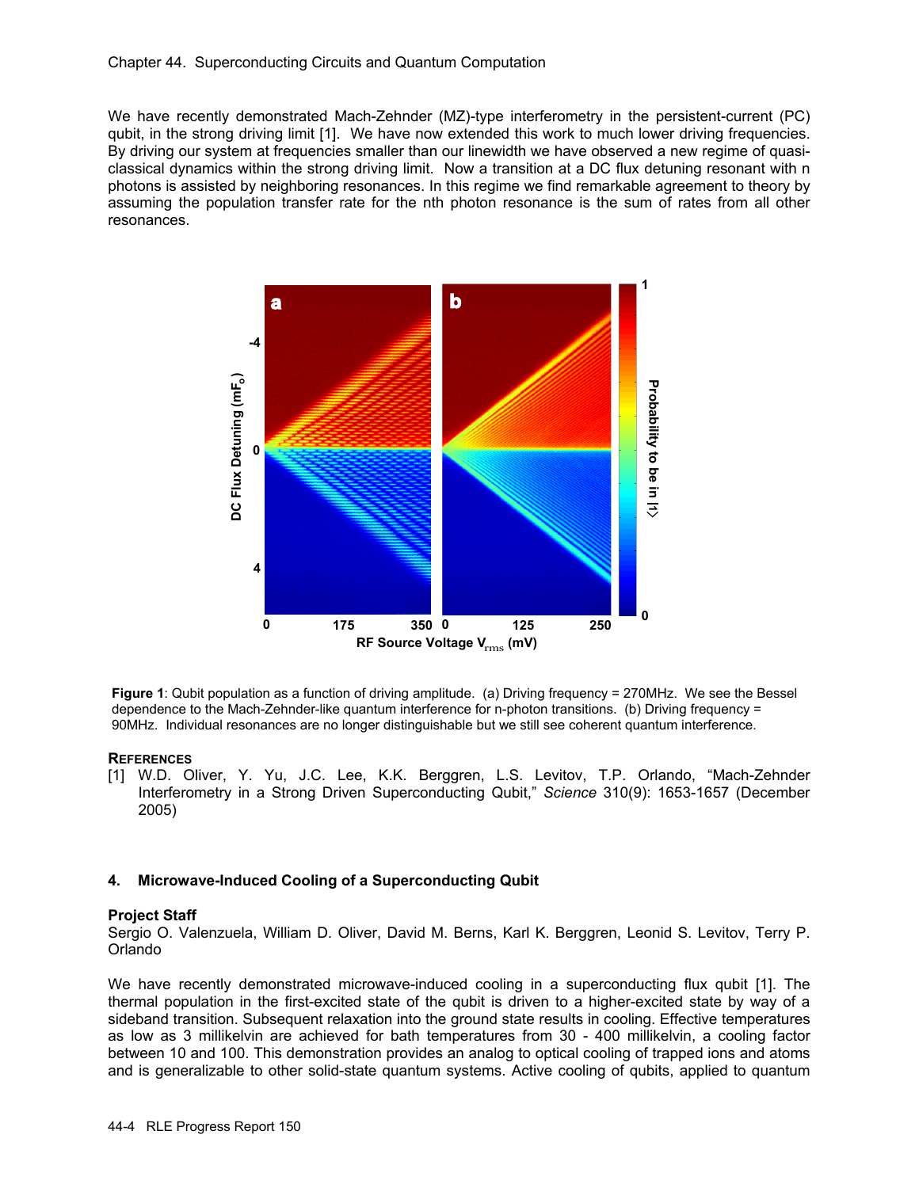We have recently demonstrated Mach-Zehnder (MZ)-type interferometry in the persistent-current (PC) qubit, in the strong driving limit [1]. We have now extended this work to much lower driving frequencies. By driving our system at frequencies smaller than our linewidth we have observed a new regime of quasi-classical dynamics within the strong driving limit. Now a transition at a DC flux detuning resonant with n photons is assisted by neighboring resonances. In this regime we find remarkable agreement to theory by assuming the population transfer rate for the nth photon resonance is the sum of rates from all other resonances.

**Figure 1**: Qubit population as a function of driving amplitude. (a) Driving frequency = 270MHz. We see the Bessel dependence to the Mach-Zehnder-like quantum interference for n-photon transitions. (b) Driving frequency = 90MHz. Individual resonances are no longer distinguishable but we still see coherent quantum interference.

**References**

[1] W.D. Oliver, Y. Yu, J.C. Lee, K.K. Berggren, L.S. Levitov, T.P. Orlando, "Mach-Zehnder Interferometry in a Strong Driven Superconducting Qubit," *Science* 310(9): 1653-1657 (December 2005)

### 4. Microwave-Induced Cooling of a Superconducting Qubit

**Project Staff**

Sergio O. Valenzuela, William D. Oliver, David M. Berns, Karl K. Berggren, Leonid S. Levitov, Terry P. Orlando

We have recently demonstrated microwave-induced cooling in a superconducting flux qubit [1]. The thermal population in the first-excited state of the qubit is driven to a higher-excited state by way of a sideband transition. Subsequent relaxation into the ground state results in cooling. Effective temperatures as low as 3 millikelvin are achieved for bath temperatures from 30 - 400 millikelvin, a cooling factor between 10 and 100. This demonstration provides an analog to optical cooling of trapped ions and atoms and is generalizable to other solid-state quantum systems. Active cooling of qubits, applied to quantum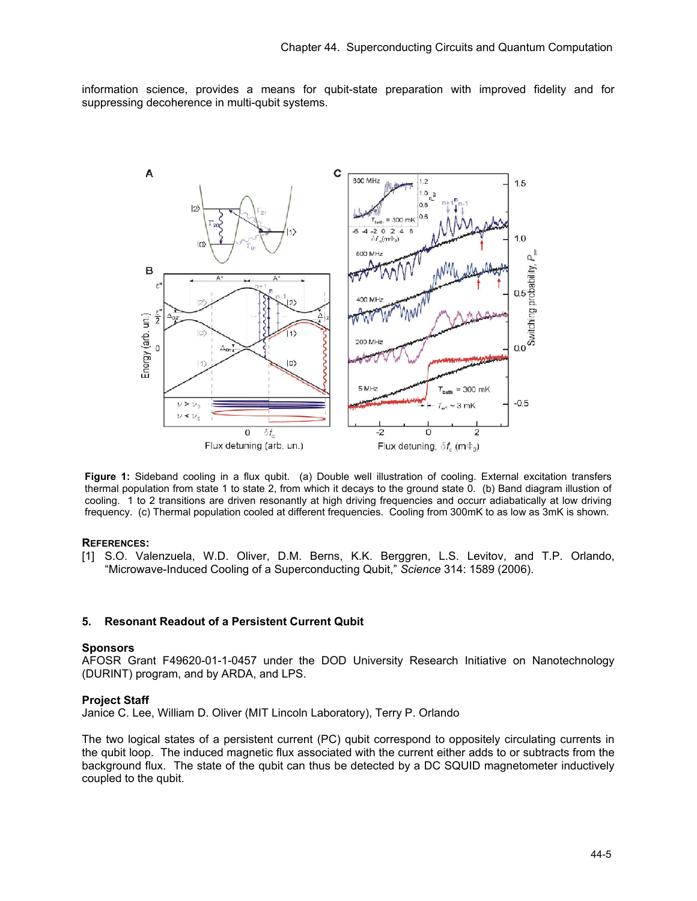information science, provides a means for qubit-state preparation with improved fidelity and for suppressing decoherence in multi-qubit systems.

**Figure 1:** Sideband cooling in a flux qubit. (a) Double well illustration of cooling. External excitation transfers thermal population from state 1 to state 2, from which it decays to the ground state 0. (b) Band diagram illustion of cooling. 1 to 2 transitions are driven resonantly at high driving frequencies and occurr adiabatically at low driving frequency. (c) Thermal population cooled at different frequencies. Cooling from 300mK to as low as 3mK is shown.

**REFERENCES:**

[1] S.O. Valenzuela, W.D. Oliver, D.M. Berns, K.K. Berggren, L.S. Levitov, and T.P. Orlando, "Microwave-Induced Cooling of a Superconducting Qubit," *Science* 314: 1589 (2006).

## 5. Resonant Readout of a Persistent Current Qubit

**Sponsors**

AFOSR Grant F49620-01-1-0457 under the DOD University Research Initiative on Nanotechnology (DURINT) program, and by ARDA, and LPS.

**Project Staff**

Janice C. Lee, William D. Oliver (MIT Lincoln Laboratory), Terry P. Orlando

The two logical states of a persistent current (PC) qubit correspond to oppositely circulating currents in the qubit loop. The induced magnetic flux associated with the current either adds to or subtracts from the background flux. The state of the qubit can thus be detected by a DC SQUID magnetometer inductively coupled to the qubit.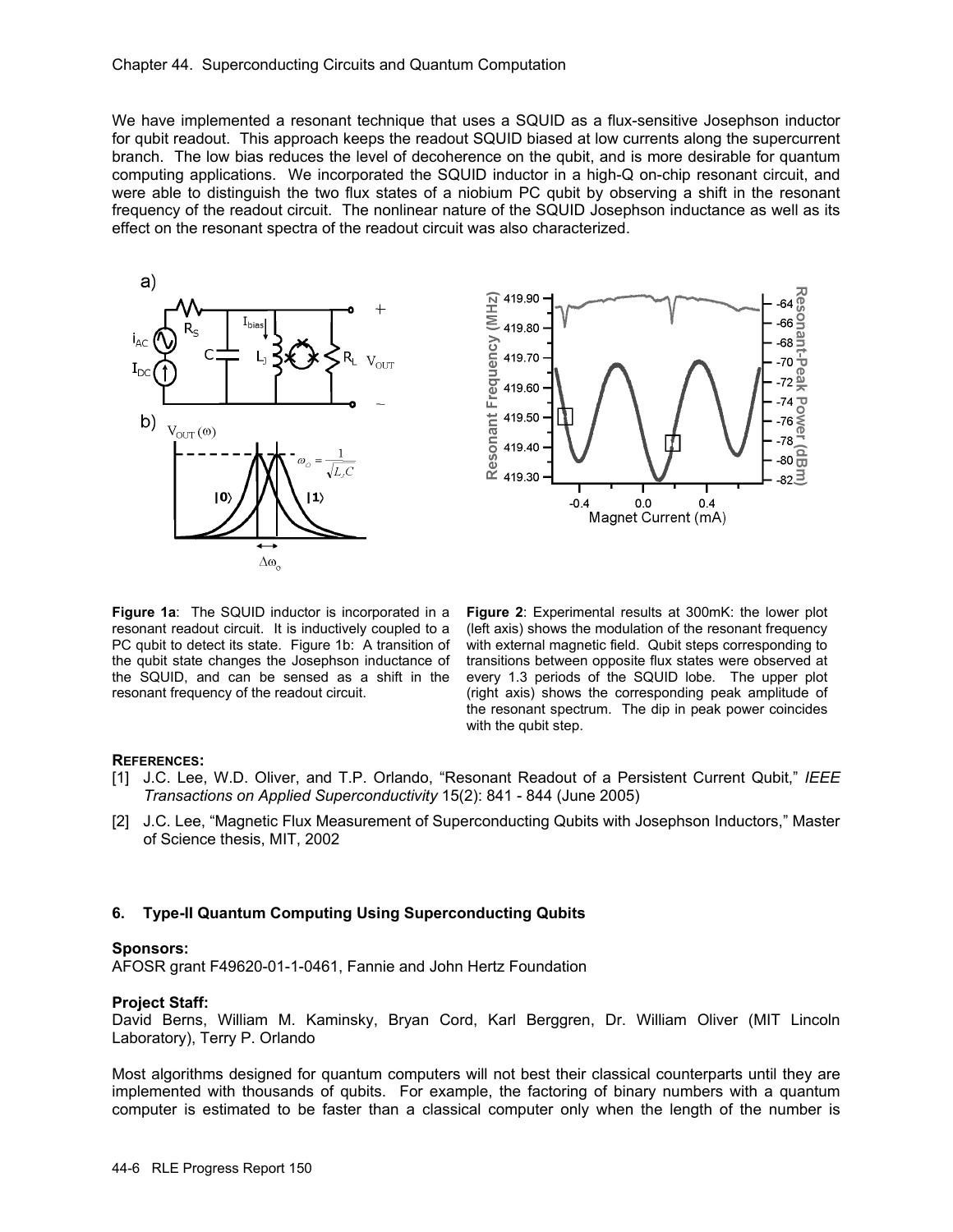We have implemented a resonant technique that uses a SQUID as a flux-sensitive Josephson inductor for qubit readout. This approach keeps the readout SQUID biased at low currents along the supercurrent branch. The low bias reduces the level of decoherence on the qubit, and is more desirable for quantum computing applications. We incorporated the SQUID inductor in a high-Q on-chip resonant circuit, and were able to distinguish the two flux states of a niobium PC qubit by observing a shift in the resonant frequency of the readout circuit. The nonlinear nature of the SQUID Josephson inductance as well as its effect on the resonant spectra of the readout circuit was also characterized.

**Figure 1a**: The SQUID inductor is incorporated in a resonant readout circuit. It is inductively coupled to a PC qubit to detect its state. Figure 1b: A transition of the qubit state changes the Josephson inductance of the SQUID, and can be sensed as a shift in the resonant frequency of the readout circuit.

**Figure 2**: Experimental results at 300mK: the lower plot (left axis) shows the modulation of the resonant frequency with external magnetic field. Qubit steps corresponding to transitions between opposite flux states were observed at every 1.3 periods of the SQUID lobe. The upper plot (right axis) shows the corresponding peak amplitude of the resonant spectrum. The dip in peak power coincides with the qubit step.

**REFERENCES:**

[1] J.C. Lee, W.D. Oliver, and T.P. Orlando, "Resonant Readout of a Persistent Current Qubit," *IEEE Transactions on Applied Superconductivity* 15(2): 841 - 844 (June 2005)

[2] J.C. Lee, "Magnetic Flux Measurement of Superconducting Qubits with Josephson Inductors," Master of Science thesis, MIT, 2002

### 6. Type-II Quantum Computing Using Superconducting Qubits

**Sponsors:**

AFOSR grant F49620-01-1-0461, Fannie and John Hertz Foundation

**Project Staff:**

David Berns, William M. Kaminsky, Bryan Cord, Karl Berggren, Dr. William Oliver (MIT Lincoln Laboratory), Terry P. Orlando

Most algorithms designed for quantum computers will not best their classical counterparts until they are implemented with thousands of qubits. For example, the factoring of binary numbers with a quantum computer is estimated to be faster than a classical computer only when the length of the number is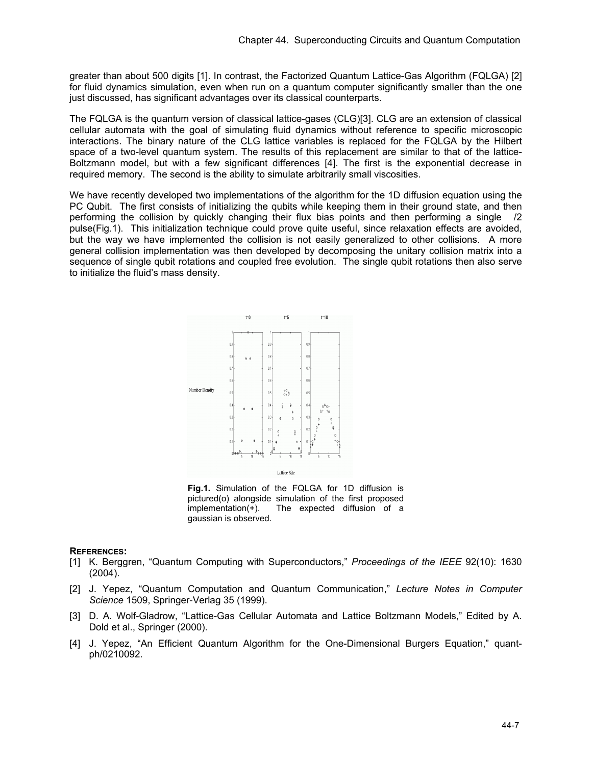greater than about 500 digits [1]. In contrast, the Factorized Quantum Lattice-Gas Algorithm (FQLGA) [2] for fluid dynamics simulation, even when run on a quantum computer significantly smaller than the one just discussed, has significant advantages over its classical counterparts.

The FQLGA is the quantum version of classical lattice-gases (CLG)[3]. CLG are an extension of classical cellular automata with the goal of simulating fluid dynamics without reference to specific microscopic interactions. The binary nature of the CLG lattice variables is replaced for the FQLGA by the Hilbert space of a two-level quantum system. The results of this replacement are similar to that of the lattice-Boltzmann model, but with a few significant differences [4]. The first is the exponential decrease in required memory. The second is the ability to simulate arbitrarily small viscosities.

We have recently developed two implementations of the algorithm for the 1D diffusion equation using the PC Qubit. The first consists of initializing the qubits while keeping them in their ground state, and then performing the collision by quickly changing their flux bias points and then performing a single /2 pulse(Fig.1). This initialization technique could prove quite useful, since relaxation effects are avoided, but the way we have implemented the collision is not easily generalized to other collisions. A more general collision implementation was then developed by decomposing the unitary collision matrix into a sequence of single qubit rotations and coupled free evolution. The single qubit rotations then also serve to initialize the fluid's mass density.

**Fig.1.** Simulation of the FQLGA for 1D diffusion is pictured(o) alongside simulation of the first proposed implementation(+). The expected diffusion of a gaussian is observed.

**REFERENCES:**

[1] K. Berggren, "Quantum Computing with Superconductors," *Proceedings of the IEEE* 92(10): 1630 (2004).

[2] J. Yepez, "Quantum Computation and Quantum Communication," *Lecture Notes in Computer Science* 1509, Springer-Verlag 35 (1999).

[3] D. A. Wolf-Gladrow, "Lattice-Gas Cellular Automata and Lattice Boltzmann Models," Edited by A. Dold et al., Springer (2000).

[4] J. Yepez, "An Efficient Quantum Algorithm for the One-Dimensional Burgers Equation," quant-ph/0210092.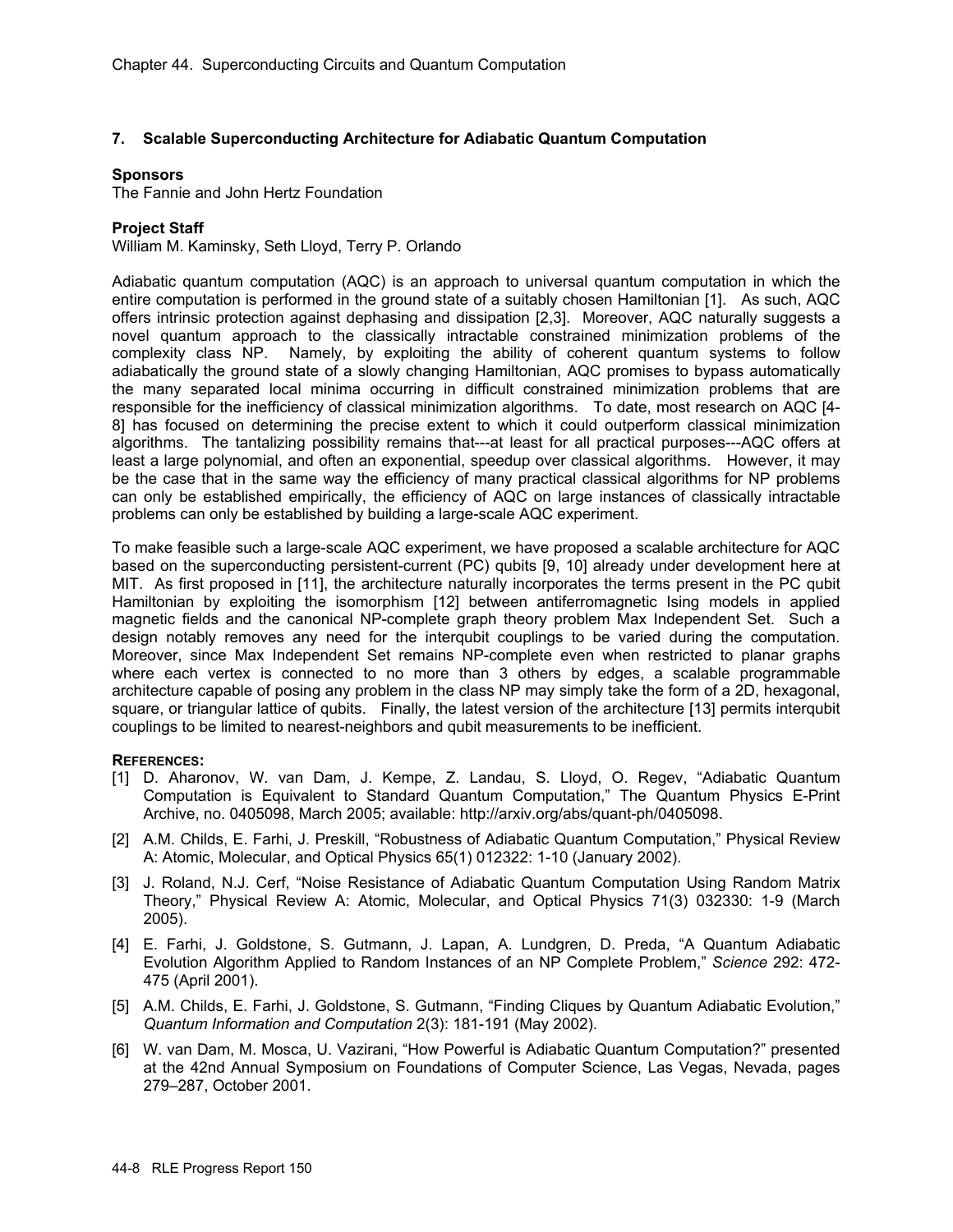### 7. Scalable Superconducting Architecture for Adiabatic Quantum Computation

**Sponsors**

The Fannie and John Hertz Foundation

**Project Staff**

William M. Kaminsky, Seth Lloyd, Terry P. Orlando

Adiabatic quantum computation (AQC) is an approach to universal quantum computation in which the entire computation is performed in the ground state of a suitably chosen Hamiltonian [1]. As such, AQC offers intrinsic protection against dephasing and dissipation [2,3]. Moreover, AQC naturally suggests a novel quantum approach to the classically intractable constrained minimization problems of the complexity class NP. Namely, by exploiting the ability of coherent quantum systems to follow adiabatically the ground state of a slowly changing Hamiltonian, AQC promises to bypass automatically the many separated local minima occurring in difficult constrained minimization problems that are responsible for the inefficiency of classical minimization algorithms. To date, most research on AQC [4-8] has focused on determining the precise extent to which it could outperform classical minimization algorithms. The tantalizing possibility remains that---at least for all practical purposes---AQC offers at least a large polynomial, and often an exponential, speedup over classical algorithms. However, it may be the case that in the same way the efficiency of many practical classical algorithms for NP problems can only be established empirically, the efficiency of AQC on large instances of classically intractable problems can only be established by building a large-scale AQC experiment.

To make feasible such a large-scale AQC experiment, we have proposed a scalable architecture for AQC based on the superconducting persistent-current (PC) qubits [9, 10] already under development here at MIT. As first proposed in [11], the architecture naturally incorporates the terms present in the PC qubit Hamiltonian by exploiting the isomorphism [12] between antiferromagnetic Ising models in applied magnetic fields and the canonical NP-complete graph theory problem Max Independent Set. Such a design notably removes any need for the interqubit couplings to be varied during the computation. Moreover, since Max Independent Set remains NP-complete even when restricted to planar graphs where each vertex is connected to no more than 3 others by edges, a scalable programmable architecture capable of posing any problem in the class NP may simply take the form of a 2D, hexagonal, square, or triangular lattice of qubits. Finally, the latest version of the architecture [13] permits interqubit couplings to be limited to nearest-neighbors and qubit measurements to be inefficient.

**REFERENCES:**

[1] D. Aharonov, W. van Dam, J. Kempe, Z. Landau, S. Lloyd, O. Regev, “Adiabatic Quantum Computation is Equivalent to Standard Quantum Computation,” The Quantum Physics E-Print Archive, no. 0405098, March 2005; available: http://arxiv.org/abs/quant-ph/0405098.

[2] A.M. Childs, E. Farhi, J. Preskill, “Robustness of Adiabatic Quantum Computation,” Physical Review A: Atomic, Molecular, and Optical Physics 65(1) 012322: 1-10 (January 2002).

[3] J. Roland, N.J. Cerf, “Noise Resistance of Adiabatic Quantum Computation Using Random Matrix Theory,” Physical Review A: Atomic, Molecular, and Optical Physics 71(3) 032330: 1-9 (March 2005).

[4] E. Farhi, J. Goldstone, S. Gutmann, J. Lapan, A. Lundgren, D. Preda, “A Quantum Adiabatic Evolution Algorithm Applied to Random Instances of an NP Complete Problem,” *Science* 292: 472-475 (April 2001).

[5] A.M. Childs, E. Farhi, J. Goldstone, S. Gutmann, “Finding Cliques by Quantum Adiabatic Evolution,” *Quantum Information and Computation* 2(3): 181-191 (May 2002).

[6] W. van Dam, M. Mosca, U. Vazirani, “How Powerful is Adiabatic Quantum Computation?” presented at the 42nd Annual Symposium on Foundations of Computer Science, Las Vegas, Nevada, pages 279–287, October 2001.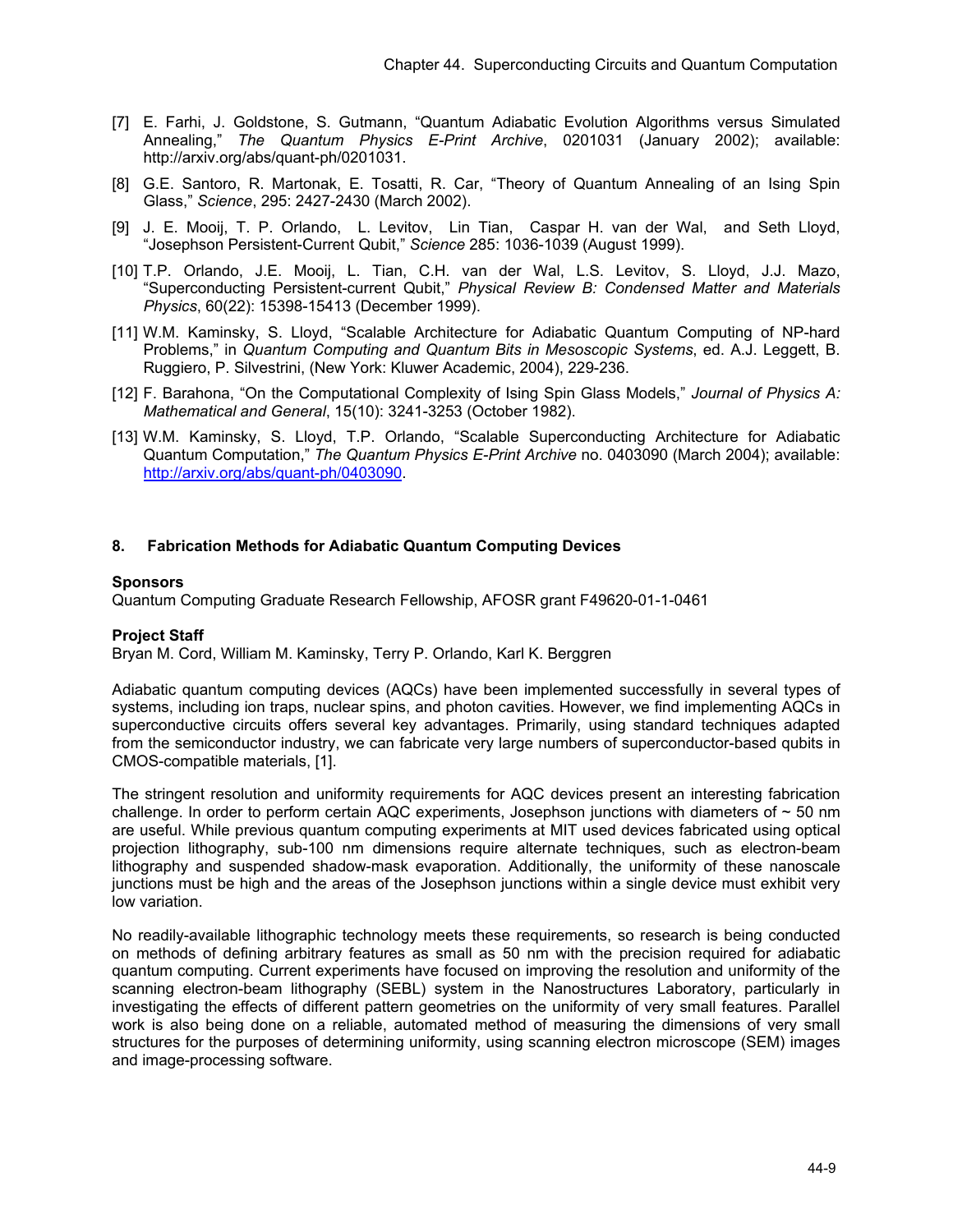[7] E. Farhi, J. Goldstone, S. Gutmann, "Quantum Adiabatic Evolution Algorithms versus Simulated Annealing," *The Quantum Physics E-Print Archive*, 0201031 (January 2002); available: http://arxiv.org/abs/quant-ph/0201031.

[8] G.E. Santoro, R. Martonak, E. Tosatti, R. Car, "Theory of Quantum Annealing of an Ising Spin Glass," *Science*, 295: 2427-2430 (March 2002).

[9] J. E. Mooij, T. P. Orlando, L. Levitov, Lin Tian, Caspar H. van der Wal, and Seth Lloyd, "Josephson Persistent-Current Qubit," *Science* 285: 1036-1039 (August 1999).

[10] T.P. Orlando, J.E. Mooij, L. Tian, C.H. van der Wal, L.S. Levitov, S. Lloyd, J.J. Mazo, "Superconducting Persistent-current Qubit," *Physical Review B: Condensed Matter and Materials Physics*, 60(22): 15398-15413 (December 1999).

[11] W.M. Kaminsky, S. Lloyd, "Scalable Architecture for Adiabatic Quantum Computing of NP-hard Problems," in *Quantum Computing and Quantum Bits in Mesoscopic Systems*, ed. A.J. Leggett, B. Ruggiero, P. Silvestrini, (New York: Kluwer Academic, 2004), 229-236.

[12] F. Barahona, "On the Computational Complexity of Ising Spin Glass Models," *Journal of Physics A: Mathematical and General*, 15(10): 3241-3253 (October 1982).

[13] W.M. Kaminsky, S. Lloyd, T.P. Orlando, "Scalable Superconducting Architecture for Adiabatic Quantum Computation," *The Quantum Physics E-Print Archive* no. 0403090 (March 2004); available: http://arxiv.org/abs/quant-ph/0403090.

## 8. Fabrication Methods for Adiabatic Quantum Computing Devices

**Sponsors**

Quantum Computing Graduate Research Fellowship, AFOSR grant F49620-01-1-0461

**Project Staff**

Bryan M. Cord, William M. Kaminsky, Terry P. Orlando, Karl K. Berggren

Adiabatic quantum computing devices (AQCs) have been implemented successfully in several types of systems, including ion traps, nuclear spins, and photon cavities. However, we find implementing AQCs in superconductive circuits offers several key advantages. Primarily, using standard techniques adapted from the semiconductor industry, we can fabricate very large numbers of superconductor-based qubits in CMOS-compatible materials, [1].

The stringent resolution and uniformity requirements for AQC devices present an interesting fabrication challenge. In order to perform certain AQC experiments, Josephson junctions with diameters of ~ 50 nm are useful. While previous quantum computing experiments at MIT used devices fabricated using optical projection lithography, sub-100 nm dimensions require alternate techniques, such as electron-beam lithography and suspended shadow-mask evaporation. Additionally, the uniformity of these nanoscale junctions must be high and the areas of the Josephson junctions within a single device must exhibit very low variation.

No readily-available lithographic technology meets these requirements, so research is being conducted on methods of defining arbitrary features as small as 50 nm with the precision required for adiabatic quantum computing. Current experiments have focused on improving the resolution and uniformity of the scanning electron-beam lithography (SEBL) system in the Nanostructures Laboratory, particularly in investigating the effects of different pattern geometries on the uniformity of very small features. Parallel work is also being done on a reliable, automated method of measuring the dimensions of very small structures for the purposes of determining uniformity, using scanning electron microscope (SEM) images and image-processing software.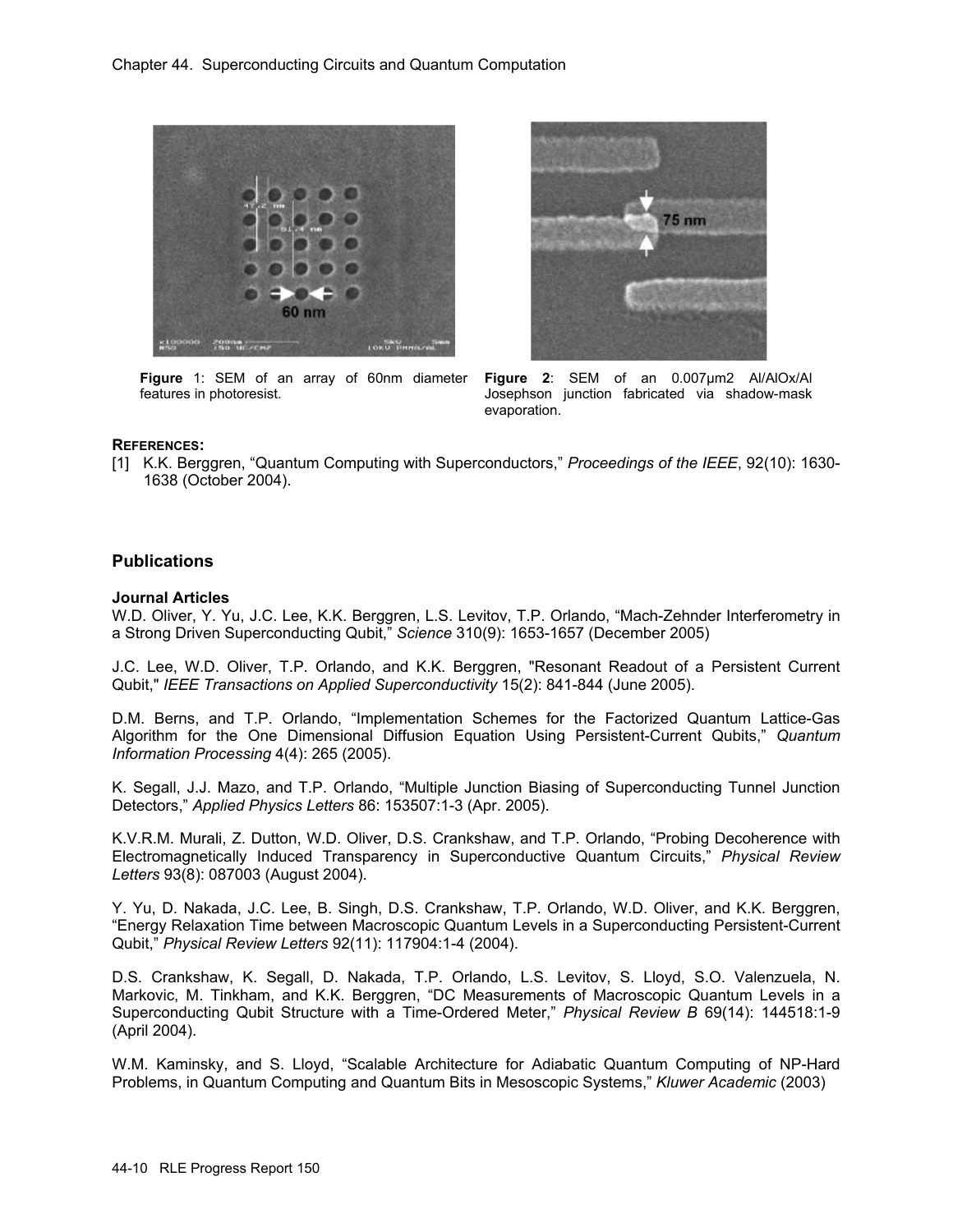**Figure** 1: SEM of an array of 60nm diameter features in photoresist.

**Figure 2**: SEM of an 0.007μm2 Al/AlOx/Al Josephson junction fabricated via shadow-mask evaporation.

**REFERENCES:**

[1] K.K. Berggren, "Quantum Computing with Superconductors," *Proceedings of the IEEE*, 92(10): 1630-1638 (October 2004).

## Publications

### Journal Articles

W.D. Oliver, Y. Yu, J.C. Lee, K.K. Berggren, L.S. Levitov, T.P. Orlando, "Mach-Zehnder Interferometry in a Strong Driven Superconducting Qubit," *Science* 310(9): 1653-1657 (December 2005)

J.C. Lee, W.D. Oliver, T.P. Orlando, and K.K. Berggren, "Resonant Readout of a Persistent Current Qubit," *IEEE Transactions on Applied Superconductivity* 15(2): 841-844 (June 2005).

D.M. Berns, and T.P. Orlando, "Implementation Schemes for the Factorized Quantum Lattice-Gas Algorithm for the One Dimensional Diffusion Equation Using Persistent-Current Qubits," *Quantum Information Processing* 4(4): 265 (2005).

K. Segall, J.J. Mazo, and T.P. Orlando, "Multiple Junction Biasing of Superconducting Tunnel Junction Detectors," *Applied Physics Letters* 86: 153507:1-3 (Apr. 2005).

K.V.R.M. Murali, Z. Dutton, W.D. Oliver, D.S. Crankshaw, and T.P. Orlando, "Probing Decoherence with Electromagnetically Induced Transparency in Superconductive Quantum Circuits," *Physical Review Letters* 93(8): 087003 (August 2004).

Y. Yu, D. Nakada, J.C. Lee, B. Singh, D.S. Crankshaw, T.P. Orlando, W.D. Oliver, and K.K. Berggren, "Energy Relaxation Time between Macroscopic Quantum Levels in a Superconducting Persistent-Current Qubit," *Physical Review Letters* 92(11): 117904:1-4 (2004).

D.S. Crankshaw, K. Segall, D. Nakada, T.P. Orlando, L.S. Levitov, S. Lloyd, S.O. Valenzuela, N. Markovic, M. Tinkham, and K.K. Berggren, "DC Measurements of Macroscopic Quantum Levels in a Superconducting Qubit Structure with a Time-Ordered Meter," *Physical Review B* 69(14): 144518:1-9 (April 2004).

W.M. Kaminsky, and S. Lloyd, "Scalable Architecture for Adiabatic Quantum Computing of NP-Hard Problems, in Quantum Computing and Quantum Bits in Mesoscopic Systems," *Kluwer Academic* (2003)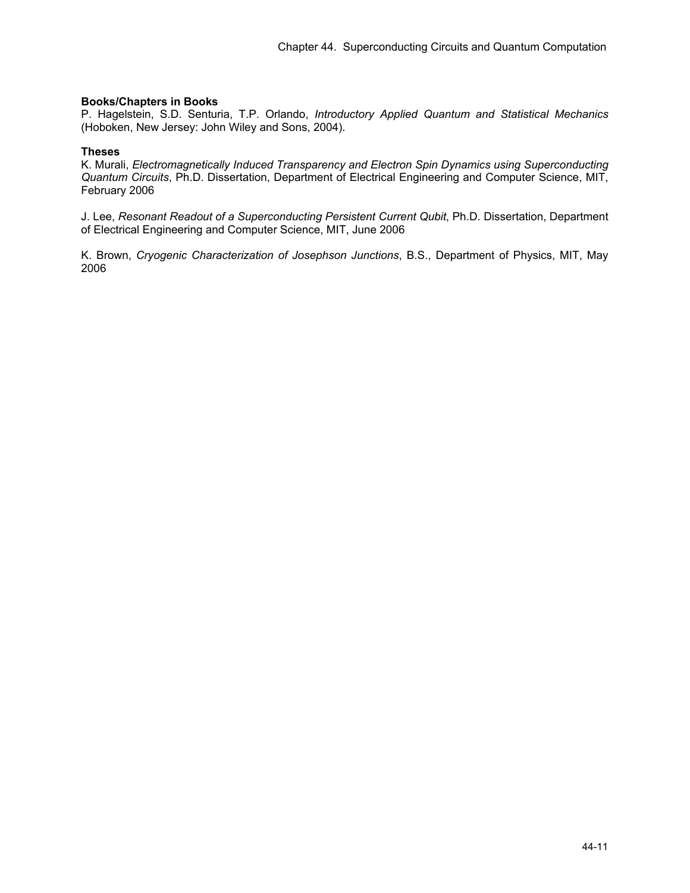**Books/Chapters in Books**

P. Hagelstein, S.D. Senturia, T.P. Orlando, *Introductory Applied Quantum and Statistical Mechanics* (Hoboken, New Jersey: John Wiley and Sons, 2004).

**Theses**

K. Murali, *Electromagnetically Induced Transparency and Electron Spin Dynamics using Superconducting Quantum Circuits*, Ph.D. Dissertation, Department of Electrical Engineering and Computer Science, MIT, February 2006

J. Lee, *Resonant Readout of a Superconducting Persistent Current Qubit*, Ph.D. Dissertation, Department of Electrical Engineering and Computer Science, MIT, June 2006

K. Brown, *Cryogenic Characterization of Josephson Junctions*, B.S., Department of Physics, MIT, May 2006